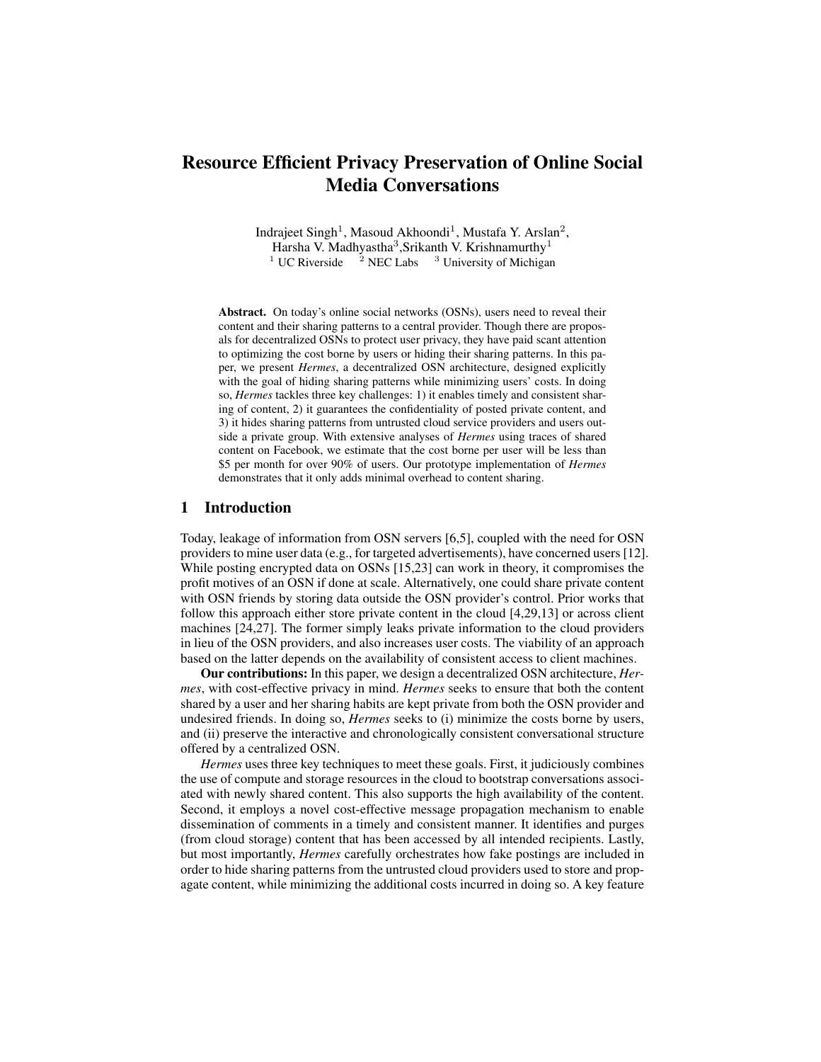# Resource Efficient Privacy Preservation of Online Social Media Conversations

Indrajeet Singh[1], Masoud Akhoondi[1], Mustafa Y. Arslan[2], Harsha V. Madhyastha[3], Srikanth V. Krishnamurthy[1]

[1] UC Riverside [2] NEC Labs [3] University of Michigan

**Abstract.** On today's online social networks (OSNs), users need to reveal their content and their sharing patterns to a central provider. Though there are proposals for decentralized OSNs to protect user privacy, they have paid scant attention to optimizing the cost borne by users or hiding their sharing patterns. In this paper, we present *Hermes*, a decentralized OSN architecture, designed explicitly with the goal of hiding sharing patterns while minimizing users' costs. In doing so, *Hermes* tackles three key challenges: 1) it enables timely and consistent sharing of content, 2) it guarantees the confidentiality of posted private content, and 3) it hides sharing patterns from untrusted cloud service providers and users outside a private group. With extensive analyses of *Hermes* using traces of shared content on Facebook, we estimate that the cost borne per user will be less than \$5 per month for over 90% of users. Our prototype implementation of *Hermes* demonstrates that it only adds minimal overhead to content sharing.

## 1 Introduction

Today, leakage of information from OSN servers [6,5], coupled with the need for OSN providers to mine user data (e.g., for targeted advertisements), have concerned users [12]. While posting encrypted data on OSNs [15,23] can work in theory, it compromises the profit motives of an OSN if done at scale. Alternatively, one could share private content with OSN friends by storing data outside the OSN provider's control. Prior works that follow this approach either store private content in the cloud [4,29,13] or across client machines [24,27]. The former simply leaks private information to the cloud providers in lieu of the OSN providers, and also increases user costs. The viability of an approach based on the latter depends on the availability of consistent access to client machines.

**Our contributions:** In this paper, we design a decentralized OSN architecture, *Hermes*, with cost-effective privacy in mind. *Hermes* seeks to ensure that both the content shared by a user and her sharing habits are kept private from both the OSN provider and undesired friends. In doing so, *Hermes* seeks to (i) minimize the costs borne by users, and (ii) preserve the interactive and chronologically consistent conversational structure offered by a centralized OSN.

*Hermes* uses three key techniques to meet these goals. First, it judiciously combines the use of compute and storage resources in the cloud to bootstrap conversations associated with newly shared content. This also supports the high availability of the content. Second, it employs a novel cost-effective message propagation mechanism to enable dissemination of comments in a timely and consistent manner. It identifies and purges (from cloud storage) content that has been accessed by all intended recipients. Lastly, but most importantly, *Hermes* carefully orchestrates how fake postings are included in order to hide sharing patterns from the untrusted cloud providers used to store and propagate content, while minimizing the additional costs incurred in doing so. A key feature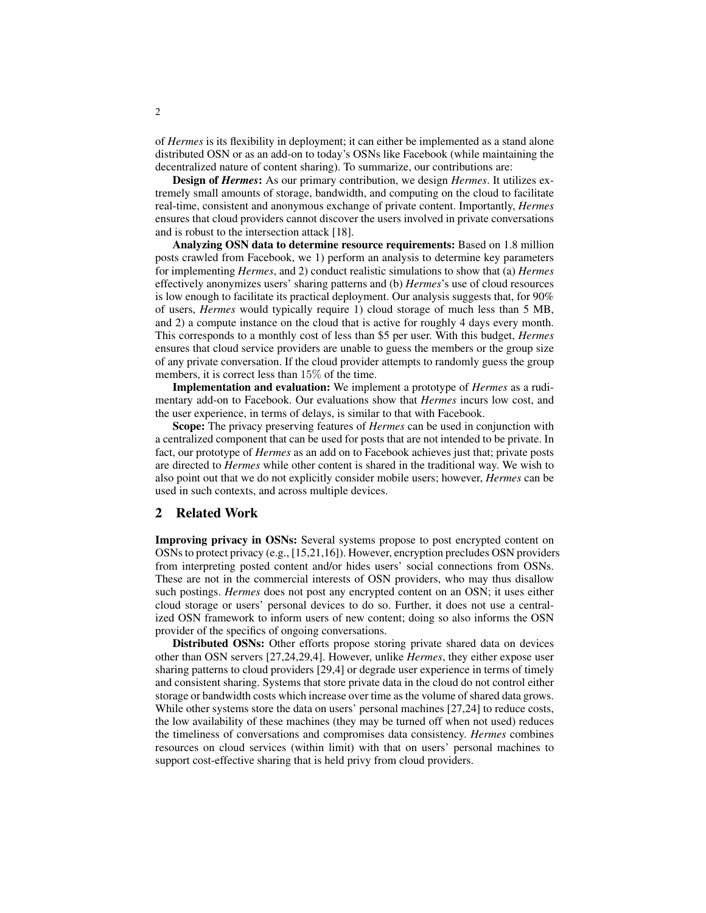of *Hermes* is its flexibility in deployment; it can either be implemented as a stand alone distributed OSN or as an add-on to today's OSNs like Facebook (while maintaining the decentralized nature of content sharing). To summarize, our contributions are:

**Design of *Hermes*:** As our primary contribution, we design *Hermes*. It utilizes extremely small amounts of storage, bandwidth, and computing on the cloud to facilitate real-time, consistent and anonymous exchange of private content. Importantly, *Hermes* ensures that cloud providers cannot discover the users involved in private conversations and is robust to the intersection attack [18].

**Analyzing OSN data to determine resource requirements:** Based on 1.8 million posts crawled from Facebook, we 1) perform an analysis to determine key parameters for implementing *Hermes*, and 2) conduct realistic simulations to show that (a) *Hermes* effectively anonymizes users' sharing patterns and (b) *Hermes*'s use of cloud resources is low enough to facilitate its practical deployment. Our analysis suggests that, for 90% of users, *Hermes* would typically require 1) cloud storage of much less than 5 MB, and 2) a compute instance on the cloud that is active for roughly 4 days every month. This corresponds to a monthly cost of less than \$5 per user. With this budget, *Hermes* ensures that cloud service providers are unable to guess the members or the group size of any private conversation. If the cloud provider attempts to randomly guess the group members, it is correct less than $15\%$ of the time.

**Implementation and evaluation:** We implement a prototype of *Hermes* as a rudimentary add-on to Facebook. Our evaluations show that *Hermes* incurs low cost, and the user experience, in terms of delays, is similar to that with Facebook.

**Scope:** The privacy preserving features of *Hermes* can be used in conjunction with a centralized component that can be used for posts that are not intended to be private. In fact, our prototype of *Hermes* as an add on to Facebook achieves just that; private posts are directed to *Hermes* while other content is shared in the traditional way. We wish to also point out that we do not explicitly consider mobile users; however, *Hermes* can be used in such contexts, and across multiple devices.

## 2 Related Work

**Improving privacy in OSNs:** Several systems propose to post encrypted content on OSNs to protect privacy (e.g., [15,21,16]). However, encryption precludes OSN providers from interpreting posted content and/or hides users' social connections from OSNs. These are not in the commercial interests of OSN providers, who may thus disallow such postings. *Hermes* does not post any encrypted content on an OSN; it uses either cloud storage or users' personal devices to do so. Further, it does not use a centralized OSN framework to inform users of new content; doing so also informs the OSN provider of the specifics of ongoing conversations.

**Distributed OSNs:** Other efforts propose storing private shared data on devices other than OSN servers [27,24,29,4]. However, unlike *Hermes*, they either expose user sharing patterns to cloud providers [29,4] or degrade user experience in terms of timely and consistent sharing. Systems that store private data in the cloud do not control either storage or bandwidth costs which increase over time as the volume of shared data grows. While other systems store the data on users' personal machines [27,24] to reduce costs, the low availability of these machines (they may be turned off when not used) reduces the timeliness of conversations and compromises data consistency. *Hermes* combines resources on cloud services (within limit) with that on users' personal machines to support cost-effective sharing that is held privy from cloud providers.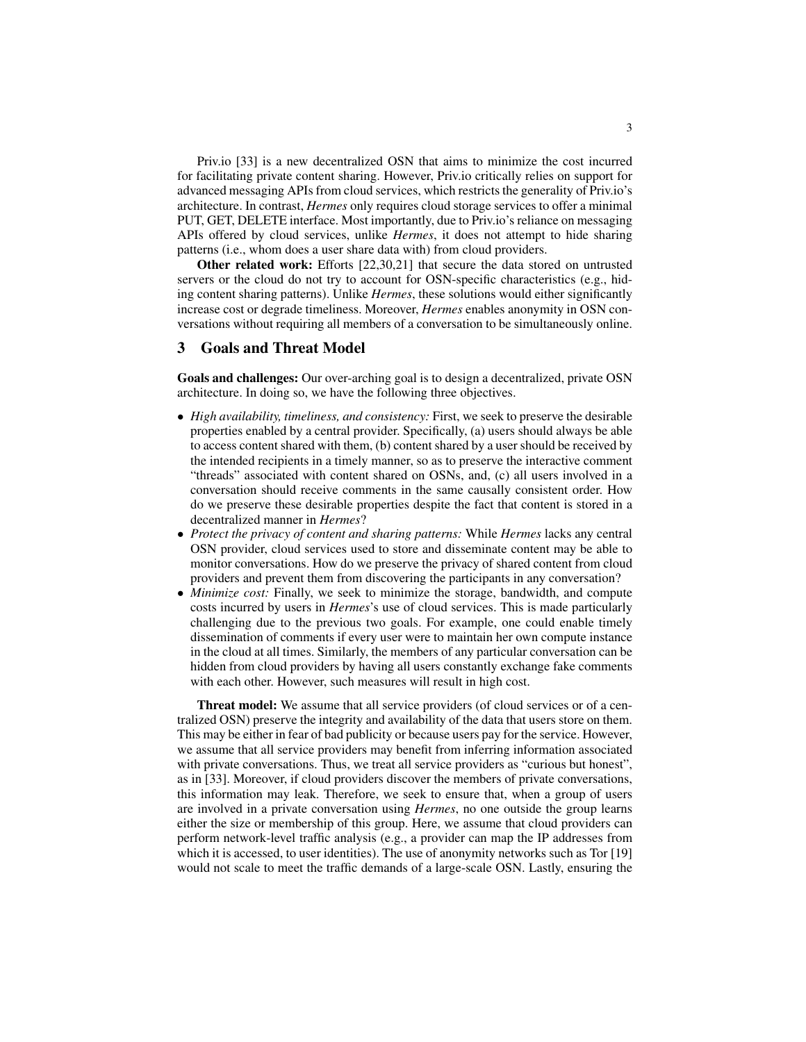Priv.io [33] is a new decentralized OSN that aims to minimize the cost incurred for facilitating private content sharing. However, Priv.io critically relies on support for advanced messaging APIs from cloud services, which restricts the generality of Priv.io's architecture. In contrast, *Hermes* only requires cloud storage services to offer a minimal PUT, GET, DELETE interface. Most importantly, due to Priv.io's reliance on messaging APIs offered by cloud services, unlike *Hermes*, it does not attempt to hide sharing patterns (i.e., whom does a user share data with) from cloud providers.

**Other related work:** Efforts [22,30,21] that secure the data stored on untrusted servers or the cloud do not try to account for OSN-specific characteristics (e.g., hiding content sharing patterns). Unlike *Hermes*, these solutions would either significantly increase cost or degrade timeliness. Moreover, *Hermes* enables anonymity in OSN conversations without requiring all members of a conversation to be simultaneously online.

## 3 Goals and Threat Model

**Goals and challenges:** Our over-arching goal is to design a decentralized, private OSN architecture. In doing so, we have the following three objectives.

- *High availability, timeliness, and consistency:* First, we seek to preserve the desirable properties enabled by a central provider. Specifically, (a) users should always be able to access content shared with them, (b) content shared by a user should be received by the intended recipients in a timely manner, so as to preserve the interactive comment "threads" associated with content shared on OSNs, and, (c) all users involved in a conversation should receive comments in the same causally consistent order. How do we preserve these desirable properties despite the fact that content is stored in a decentralized manner in *Hermes*?
- *Protect the privacy of content and sharing patterns:* While *Hermes* lacks any central OSN provider, cloud services used to store and disseminate content may be able to monitor conversations. How do we preserve the privacy of shared content from cloud providers and prevent them from discovering the participants in any conversation?
- *Minimize cost:* Finally, we seek to minimize the storage, bandwidth, and compute costs incurred by users in *Hermes*'s use of cloud services. This is made particularly challenging due to the previous two goals. For example, one could enable timely dissemination of comments if every user were to maintain her own compute instance in the cloud at all times. Similarly, the members of any particular conversation can be hidden from cloud providers by having all users constantly exchange fake comments with each other. However, such measures will result in high cost.

**Threat model:** We assume that all service providers (of cloud services or of a centralized OSN) preserve the integrity and availability of the data that users store on them. This may be either in fear of bad publicity or because users pay for the service. However, we assume that all service providers may benefit from inferring information associated with private conversations. Thus, we treat all service providers as "curious but honest", as in [33]. Moreover, if cloud providers discover the members of private conversations, this information may leak. Therefore, we seek to ensure that, when a group of users are involved in a private conversation using *Hermes*, no one outside the group learns either the size or membership of this group. Here, we assume that cloud providers can perform network-level traffic analysis (e.g., a provider can map the IP addresses from which it is accessed, to user identities). The use of anonymity networks such as Tor [19] would not scale to meet the traffic demands of a large-scale OSN. Lastly, ensuring the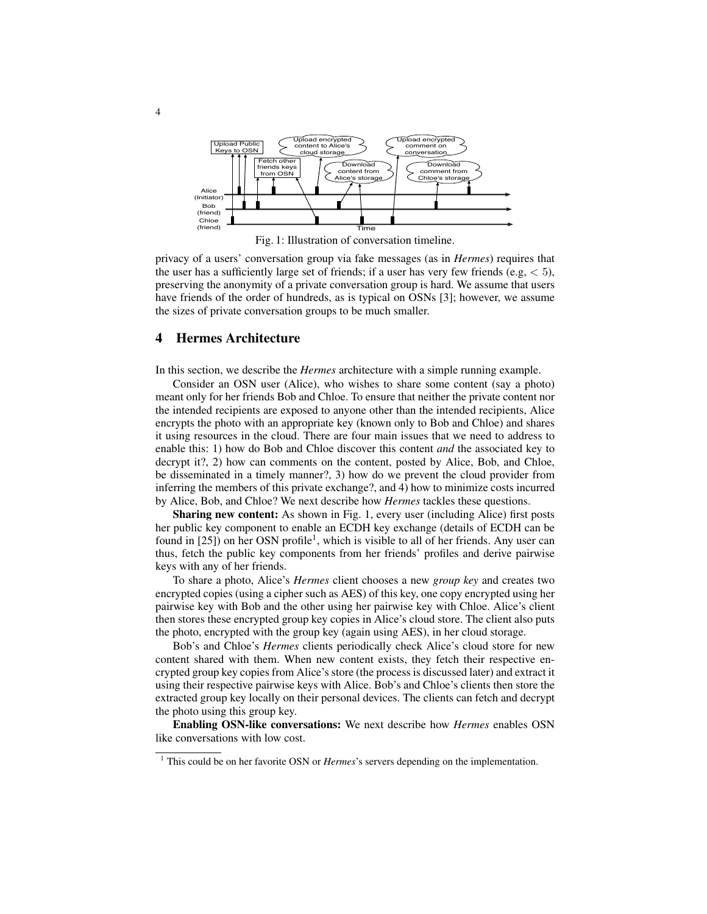Fig. 1: Illustration of conversation timeline.

privacy of a users' conversation group via fake messages (as in *Hermes*) requires that the user has a sufficiently large set of friends; if a user has very few friends (e.g, $< 5$), preserving the anonymity of a private conversation group is hard. We assume that users have friends of the order of hundreds, as is typical on OSNs [3]; however, we assume the sizes of private conversation groups to be much smaller.

## 4 Hermes Architecture

In this section, we describe the *Hermes* architecture with a simple running example.

Consider an OSN user (Alice), who wishes to share some content (say a photo) meant only for her friends Bob and Chloe. To ensure that neither the private content nor the intended recipients are exposed to anyone other than the intended recipients, Alice encrypts the photo with an appropriate key (known only to Bob and Chloe) and shares it using resources in the cloud. There are four main issues that we need to address to enable this: 1) how do Bob and Chloe discover this content *and* the associated key to decrypt it?, 2) how can comments on the content, posted by Alice, Bob, and Chloe, be disseminated in a timely manner?, 3) how do we prevent the cloud provider from inferring the members of this private exchange?, and 4) how to minimize costs incurred by Alice, Bob, and Chloe? We next describe how *Hermes* tackles these questions.

**Sharing new content:** As shown in Fig. 1, every user (including Alice) first posts her public key component to enable an ECDH key exchange (details of ECDH can be found in [25]) on her OSN profile[1], which is visible to all of her friends. Any user can thus, fetch the public key components from her friends' profiles and derive pairwise keys with any of her friends.

To share a photo, Alice's *Hermes* client chooses a new *group key* and creates two encrypted copies (using a cipher such as AES) of this key, one copy encrypted using her pairwise key with Bob and the other using her pairwise key with Chloe. Alice's client then stores these encrypted group key copies in Alice's cloud store. The client also puts the photo, encrypted with the group key (again using AES), in her cloud storage.

Bob's and Chloe's *Hermes* clients periodically check Alice's cloud store for new content shared with them. When new content exists, they fetch their respective encrypted group key copies from Alice's store (the process is discussed later) and extract it using their respective pairwise keys with Alice. Bob's and Chloe's clients then store the extracted group key locally on their personal devices. The clients can fetch and decrypt the photo using this group key.

**Enabling OSN-like conversations:** We next describe how *Hermes* enables OSN like conversations with low cost.

[1] This could be on her favorite OSN or *Hermes*'s servers depending on the implementation.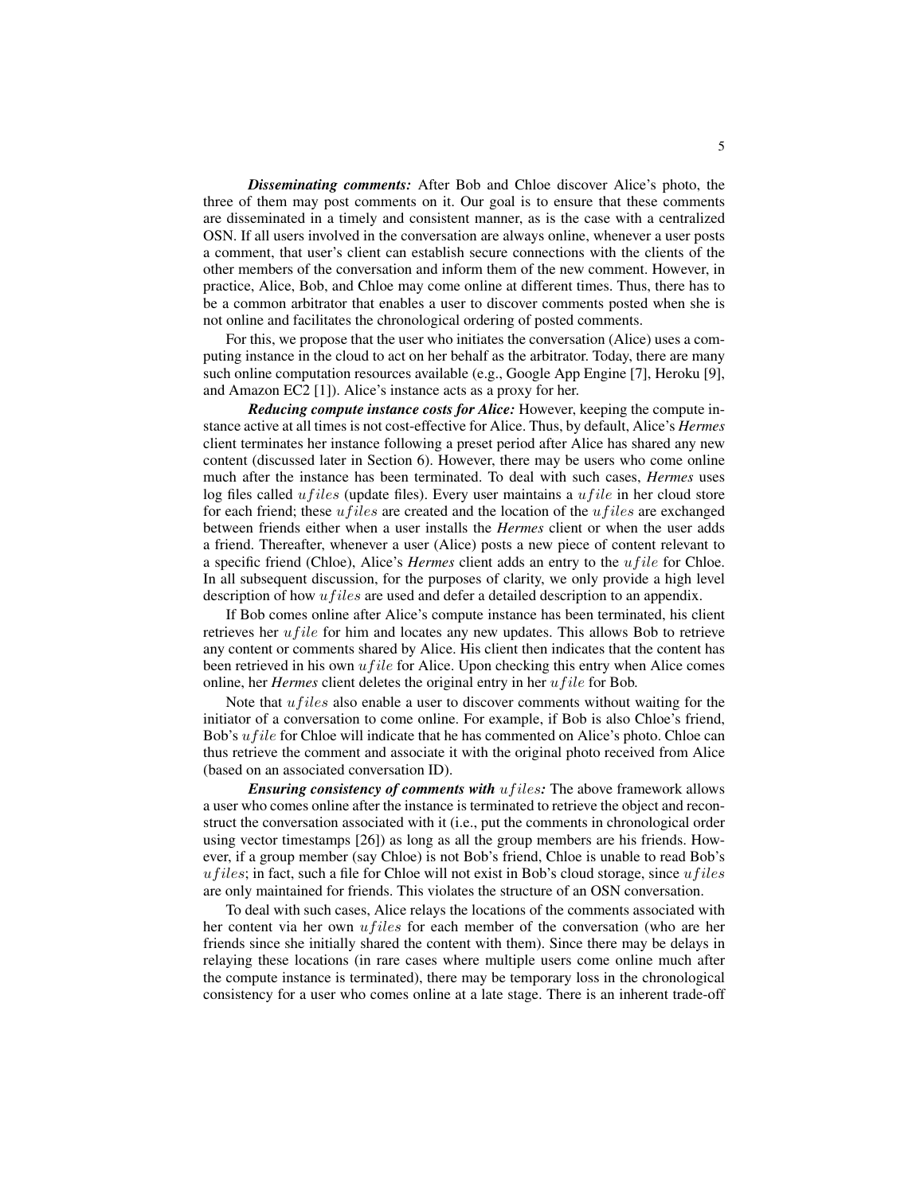***Disseminating comments:*** After Bob and Chloe discover Alice's photo, the three of them may post comments on it. Our goal is to ensure that these comments are disseminated in a timely and consistent manner, as is the case with a centralized OSN. If all users involved in the conversation are always online, whenever a user posts a comment, that user's client can establish secure connections with the clients of the other members of the conversation and inform them of the new comment. However, in practice, Alice, Bob, and Chloe may come online at different times. Thus, there has to be a common arbitrator that enables a user to discover comments posted when she is not online and facilitates the chronological ordering of posted comments.

For this, we propose that the user who initiates the conversation (Alice) uses a computing instance in the cloud to act on her behalf as the arbitrator. Today, there are many such online computation resources available (e.g., Google App Engine [7], Heroku [9], and Amazon EC2 [1]). Alice's instance acts as a proxy for her.

***Reducing compute instance costs for Alice:*** However, keeping the compute instance active at all times is not cost-effective for Alice. Thus, by default, Alice's ***Hermes*** client terminates her instance following a preset period after Alice has shared any new content (discussed later in Section 6). However, there may be users who come online much after the instance has been terminated. To deal with such cases, ***Hermes*** uses log files called $ufiles$ (update files). Every user maintains a $ufile$ in her cloud store for each friend; these $ufiles$ are created and the location of the $ufiles$ are exchanged between friends either when a user installs the ***Hermes*** client or when the user adds a friend. Thereafter, whenever a user (Alice) posts a new piece of content relevant to a specific friend (Chloe), Alice's ***Hermes*** client adds an entry to the $ufile$ for Chloe. In all subsequent discussion, for the purposes of clarity, we only provide a high level description of how $ufiles$ are used and defer a detailed description to an appendix.

If Bob comes online after Alice's compute instance has been terminated, his client retrieves her $ufile$ for him and locates any new updates. This allows Bob to retrieve any content or comments shared by Alice. His client then indicates that the content has been retrieved in his own $ufile$ for Alice. Upon checking this entry when Alice comes online, her ***Hermes*** client deletes the original entry in her $ufile$ for Bob.

Note that $ufiles$ also enable a user to discover comments without waiting for the initiator of a conversation to come online. For example, if Bob is also Chloe's friend, Bob's $ufile$ for Chloe will indicate that he has commented on Alice's photo. Chloe can thus retrieve the comment and associate it with the original photo received from Alice (based on an associated conversation ID).

***Ensuring consistency of comments with $ufiles$:*** The above framework allows a user who comes online after the instance is terminated to retrieve the object and reconstruct the conversation associated with it (i.e., put the comments in chronological order using vector timestamps [26]) as long as all the group members are his friends. However, if a group member (say Chloe) is not Bob's friend, Chloe is unable to read Bob's $ufiles$; in fact, such a file for Chloe will not exist in Bob's cloud storage, since $ufiles$ are only maintained for friends. This violates the structure of an OSN conversation.

To deal with such cases, Alice relays the locations of the comments associated with her content via her own $ufiles$ for each member of the conversation (who are her friends since she initially shared the content with them). Since there may be delays in relaying these locations (in rare cases where multiple users come online much after the compute instance is terminated), there may be temporary loss in the chronological consistency for a user who comes online at a late stage. There is an inherent trade-off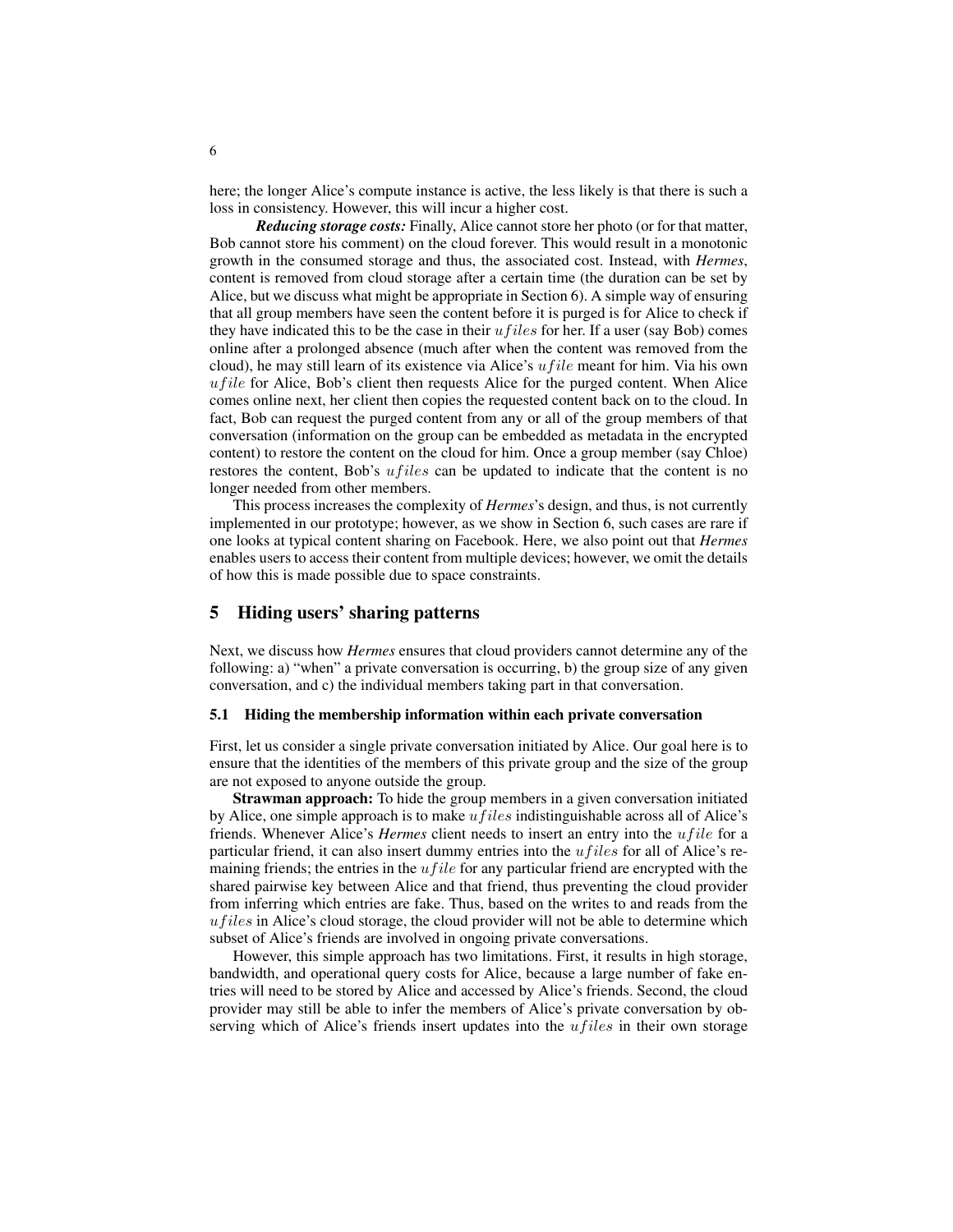here; the longer Alice's compute instance is active, the less likely is that there is such a loss in consistency. However, this will incur a higher cost.

***Reducing storage costs:*** Finally, Alice cannot store her photo (or for that matter, Bob cannot store his comment) on the cloud forever. This would result in a monotonic growth in the consumed storage and thus, the associated cost. Instead, with *Hermes*, content is removed from cloud storage after a certain time (the duration can be set by Alice, but we discuss what might be appropriate in Section 6). A simple way of ensuring that all group members have seen the content before it is purged is for Alice to check if they have indicated this to be the case in their $ufiles$ for her. If a user (say Bob) comes online after a prolonged absence (much after when the content was removed from the cloud), he may still learn of its existence via Alice's $ufile$ meant for him. Via his own $ufile$ for Alice, Bob's client then requests Alice for the purged content. When Alice comes online next, her client then copies the requested content back on to the cloud. In fact, Bob can request the purged content from any or all of the group members of that conversation (information on the group can be embedded as metadata in the encrypted content) to restore the content on the cloud for him. Once a group member (say Chloe) restores the content, Bob's $ufiles$ can be updated to indicate that the content is no longer needed from other members.

This process increases the complexity of *Hermes*'s design, and thus, is not currently implemented in our prototype; however, as we show in Section 6, such cases are rare if one looks at typical content sharing on Facebook. Here, we also point out that *Hermes* enables users to access their content from multiple devices; however, we omit the details of how this is made possible due to space constraints.

## 5 Hiding users' sharing patterns

Next, we discuss how *Hermes* ensures that cloud providers cannot determine any of the following: a) "when" a private conversation is occurring, b) the group size of any given conversation, and c) the individual members taking part in that conversation.

### 5.1 Hiding the membership information within each private conversation

First, let us consider a single private conversation initiated by Alice. Our goal here is to ensure that the identities of the members of this private group and the size of the group are not exposed to anyone outside the group.

**Strawman approach:** To hide the group members in a given conversation initiated by Alice, one simple approach is to make $ufiles$ indistinguishable across all of Alice's friends. Whenever Alice's *Hermes* client needs to insert an entry into the $ufile$ for a particular friend, it can also insert dummy entries into the $ufiles$ for all of Alice's remaining friends; the entries in the $ufile$ for any particular friend are encrypted with the shared pairwise key between Alice and that friend, thus preventing the cloud provider from inferring which entries are fake. Thus, based on the writes to and reads from the $ufiles$ in Alice's cloud storage, the cloud provider will not be able to determine which subset of Alice's friends are involved in ongoing private conversations.

However, this simple approach has two limitations. First, it results in high storage, bandwidth, and operational query costs for Alice, because a large number of fake entries will need to be stored by Alice and accessed by Alice's friends. Second, the cloud provider may still be able to infer the members of Alice's private conversation by observing which of Alice's friends insert updates into the $ufiles$ in their own storage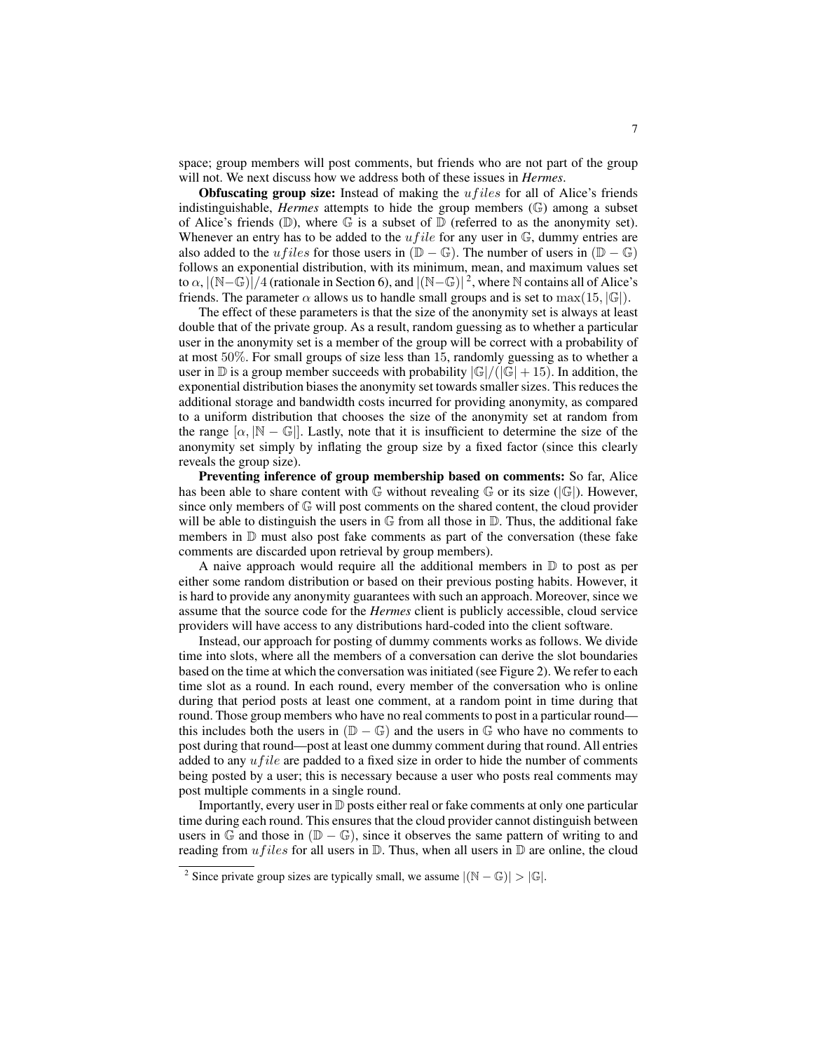space; group members will post comments, but friends who are not part of the group will not. We next discuss how we address both of these issues in *Hermes*.

**Obfuscating group size:** Instead of making the $ufiles$ for all of Alice's friends indistinguishable, *Hermes* attempts to hide the group members ($\mathbb{G}$) among a subset of Alice's friends ($\mathbb{D}$), where $\mathbb{G}$ is a subset of $\mathbb{D}$ (referred to as the anonymity set). Whenever an entry has to be added to the $ufile$ for any user in $\mathbb{G}$, dummy entries are also added to the $ufiles$ for those users in $(\mathbb{D} - \mathbb{G})$. The number of users in $(\mathbb{D} - \mathbb{G})$ follows an exponential distribution, with its minimum, mean, and maximum values set to $\alpha$, $|(\mathbb{N}-\mathbb{G})|/4$ (rationale in Section 6), and $|(\mathbb{N}-\mathbb{G})|$ [2], where $\mathbb{N}$ contains all of Alice's friends. The parameter $\alpha$ allows us to handle small groups and is set to $\max(15, |\mathbb{G}|)$.

The effect of these parameters is that the size of the anonymity set is always at least double that of the private group. As a result, random guessing as to whether a particular user in the anonymity set is a member of the group will be correct with a probability of at most 50%. For small groups of size less than 15, randomly guessing as to whether a user in $\mathbb{D}$ is a group member succeeds with probability $|\mathbb{G}|/(|\mathbb{G}| + 15)$. In addition, the exponential distribution biases the anonymity set towards smaller sizes. This reduces the additional storage and bandwidth costs incurred for providing anonymity, as compared to a uniform distribution that chooses the size of the anonymity set at random from the range $[\alpha, |\mathbb{N} - \mathbb{G}|]$. Lastly, note that it is insufficient to determine the size of the anonymity set simply by inflating the group size by a fixed factor (since this clearly reveals the group size).

**Preventing inference of group membership based on comments:** So far, Alice has been able to share content with $\mathbb{G}$ without revealing $\mathbb{G}$ or its size ($|\mathbb{G}|$). However, since only members of $\mathbb{G}$ will post comments on the shared content, the cloud provider will be able to distinguish the users in $\mathbb{G}$ from all those in $\mathbb{D}$. Thus, the additional fake members in $\mathbb{D}$ must also post fake comments as part of the conversation (these fake comments are discarded upon retrieval by group members).

A naive approach would require all the additional members in $\mathbb{D}$ to post as per either some random distribution or based on their previous posting habits. However, it is hard to provide any anonymity guarantees with such an approach. Moreover, since we assume that the source code for the *Hermes* client is publicly accessible, cloud service providers will have access to any distributions hard-coded into the client software.

Instead, our approach for posting of dummy comments works as follows. We divide time into slots, where all the members of a conversation can derive the slot boundaries based on the time at which the conversation was initiated (see Figure 2). We refer to each time slot as a round. In each round, every member of the conversation who is online during that period posts at least one comment, at a random point in time during that round. Those group members who have no real comments to post in a particular round—this includes both the users in $(\mathbb{D} - \mathbb{G})$ and the users in $\mathbb{G}$ who have no comments to post during that round—post at least one dummy comment during that round. All entries added to any $ufile$ are padded to a fixed size in order to hide the number of comments being posted by a user; this is necessary because a user who posts real comments may post multiple comments in a single round.

Importantly, every user in $\mathbb{D}$ posts either real or fake comments at only one particular time during each round. This ensures that the cloud provider cannot distinguish between users in $\mathbb{G}$ and those in $(\mathbb{D} - \mathbb{G})$, since it observes the same pattern of writing to and reading from $ufiles$ for all users in $\mathbb{D}$. Thus, when all users in $\mathbb{D}$ are online, the cloud

[2] Since private group sizes are typically small, we assume $|(\mathbb{N} - \mathbb{G})| > |\mathbb{G}|$.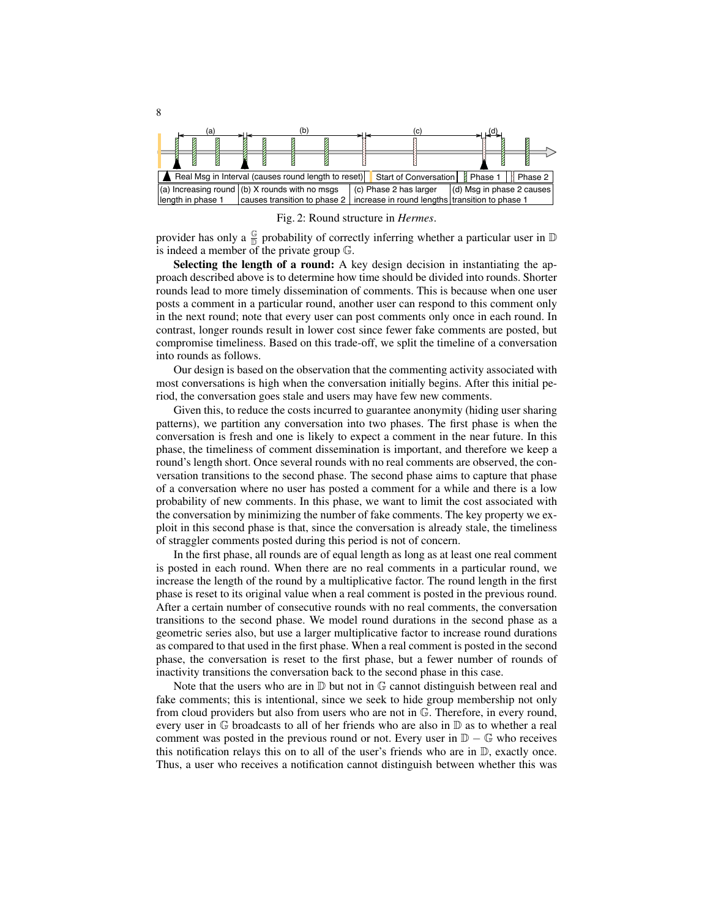Fig. 2: Round structure in *Hermes*.

provider has only a $\frac{\mathbb{G}}{\mathbb{D}}$ probability of correctly inferring whether a particular user in $\mathbb{D}$ is indeed a member of the private group $\mathbb{G}$.

**Selecting the length of a round:** A key design decision in instantiating the approach described above is to determine how time should be divided into rounds. Shorter rounds lead to more timely dissemination of comments. This is because when one user posts a comment in a particular round, another user can respond to this comment only in the next round; note that every user can post comments only once in each round. In contrast, longer rounds result in lower cost since fewer fake comments are posted, but compromise timeliness. Based on this trade-off, we split the timeline of a conversation into rounds as follows.

Our design is based on the observation that the commenting activity associated with most conversations is high when the conversation initially begins. After this initial period, the conversation goes stale and users may have few new comments.

Given this, to reduce the costs incurred to guarantee anonymity (hiding user sharing patterns), we partition any conversation into two phases. The first phase is when the conversation is fresh and one is likely to expect a comment in the near future. In this phase, the timeliness of comment dissemination is important, and therefore we keep a round's length short. Once several rounds with no real comments are observed, the conversation transitions to the second phase. The second phase aims to capture that phase of a conversation where no user has posted a comment for a while and there is a low probability of new comments. In this phase, we want to limit the cost associated with the conversation by minimizing the number of fake comments. The key property we exploit in this second phase is that, since the conversation is already stale, the timeliness of straggler comments posted during this period is not of concern.

In the first phase, all rounds are of equal length as long as at least one real comment is posted in each round. When there are no real comments in a particular round, we increase the length of the round by a multiplicative factor. The round length in the first phase is reset to its original value when a real comment is posted in the previous round. After a certain number of consecutive rounds with no real comments, the conversation transitions to the second phase. We model round durations in the second phase as a geometric series also, but use a larger multiplicative factor to increase round durations as compared to that used in the first phase. When a real comment is posted in the second phase, the conversation is reset to the first phase, but a fewer number of rounds of inactivity transitions the conversation back to the second phase in this case.

Note that the users who are in $\mathbb{D}$ but not in $\mathbb{G}$ cannot distinguish between real and fake comments; this is intentional, since we seek to hide group membership not only from cloud providers but also from users who are not in $\mathbb{G}$. Therefore, in every round, every user in $\mathbb{G}$ broadcasts to all of her friends who are also in $\mathbb{D}$ as to whether a real comment was posted in the previous round or not. Every user in $\mathbb{D} - \mathbb{G}$ who receives this notification relays this on to all of the user's friends who are in $\mathbb{D}$, exactly once. Thus, a user who receives a notification cannot distinguish between whether this was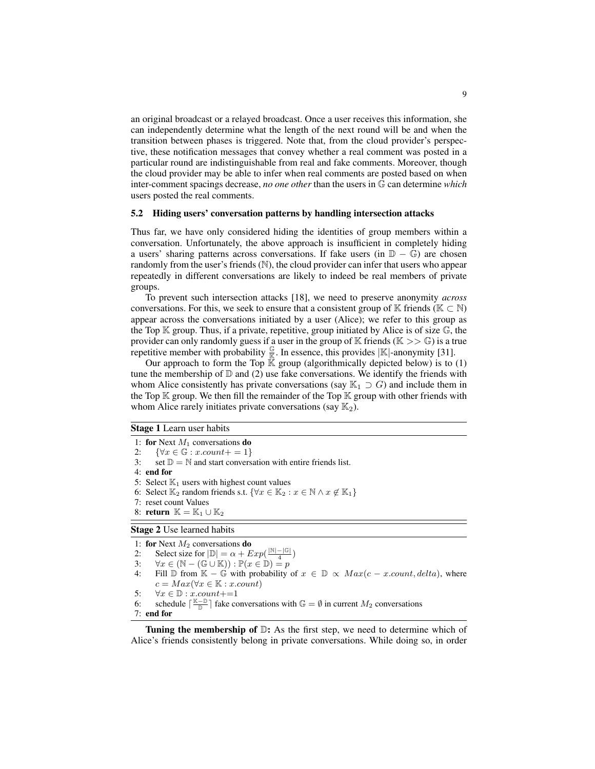an original broadcast or a relayed broadcast. Once a user receives this information, she can independently determine what the length of the next round will be and when the transition between phases is triggered. Note that, from the cloud provider's perspective, these notification messages that convey whether a real comment was posted in a particular round are indistinguishable from real and fake comments. Moreover, though the cloud provider may be able to infer when real comments are posted based on when inter-comment spacings decrease, *no one other* than the users in $\mathbb{G}$ can determine *which* users posted the real comments.

### 5.2 Hiding users' conversation patterns by handling intersection attacks

Thus far, we have only considered hiding the identities of group members within a conversation. Unfortunately, the above approach is insufficient in completely hiding a users' sharing patterns across conversations. If fake users (in $\mathbb{D} - \mathbb{G}$) are chosen randomly from the user's friends ($\mathbb{N}$), the cloud provider can infer that users who appear repeatedly in different conversations are likely to indeed be real members of private groups.

To prevent such intersection attacks [18], we need to preserve anonymity *across* conversations. For this, we seek to ensure that a consistent group of $\mathbb{K}$ friends ($\mathbb{K} \subset \mathbb{N}$) appear across the conversations initiated by a user (Alice); we refer to this group as the Top $\mathbb{K}$ group. Thus, if a private, repetitive, group initiated by Alice is of size $\mathbb{G}$, the provider can only randomly guess if a user in the group of $\mathbb{K}$ friends ($\mathbb{K} >> \mathbb{G}$) is a true repetitive member with probability $\frac{\mathbb{G}}{\mathbb{K}}$. In essence, this provides $|\mathbb{K}|$-anonymity [31].

Our approach to form the Top $\mathbb{K}$ group (algorithmically depicted below) is to (1) tune the membership of $\mathbb{D}$ and (2) use fake conversations. We identify the friends with whom Alice consistently has private conversations (say $\mathbb{K}_1 \supset G$) and include them in the Top $\mathbb{K}$ group. We then fill the remainder of the Top $\mathbb{K}$ group with other friends with whom Alice rarely initiates private conversations (say $\mathbb{K}_2$).

**Stage 1** Learn user habits

1: **for** Next $M_1$ conversations **do**
2: $\{\forall x \in \mathbb{G} : x.count+ = 1\}$
3: set $\mathbb{D} = \mathbb{N}$ and start conversation with entire friends list.
4: **end for**
5: Select $\mathbb{K}_1$ users with highest count values
6: Select $\mathbb{K}_2$ random friends s.t. $\{\forall x \in \mathbb{K}_2 : x \in \mathbb{N} \wedge x \notin \mathbb{K}_1\}$
7: reset count Values
8: **return** $\mathbb{K} = \mathbb{K}_1 \cup \mathbb{K}_2$

**Stage 2** Use learned habits

1: **for** Next $M_2$ conversations **do**
2: Select size for $|\mathbb{D}| = \alpha + Exp(\frac{|\mathbb{N}|-|\mathbb{G}|}{4})$
3: $\forall x \in (\mathbb{N} - (\mathbb{G} \cup \mathbb{K})) : \mathbb{P}(x \in \mathbb{D}) = p$
4: Fill $\mathbb{D}$ from $\mathbb{K} - \mathbb{G}$ with probability of $x \in \mathbb{D} \propto Max(c - x.count, delta)$, where $c = Max(\forall x \in \mathbb{K} : x.count)$
5: $\forall x \in \mathbb{D} : x.count$+=1
6: schedule $\lceil \frac{\mathbb{K}-\mathbb{D}}{\mathbb{D}} \rceil$ fake conversations with $\mathbb{G} = \emptyset$ in current $M_2$ conversations
7: **end for**

**Tuning the membership of $\mathbb{D}$:** As the first step, we need to determine which of Alice's friends consistently belong in private conversations. While doing so, in order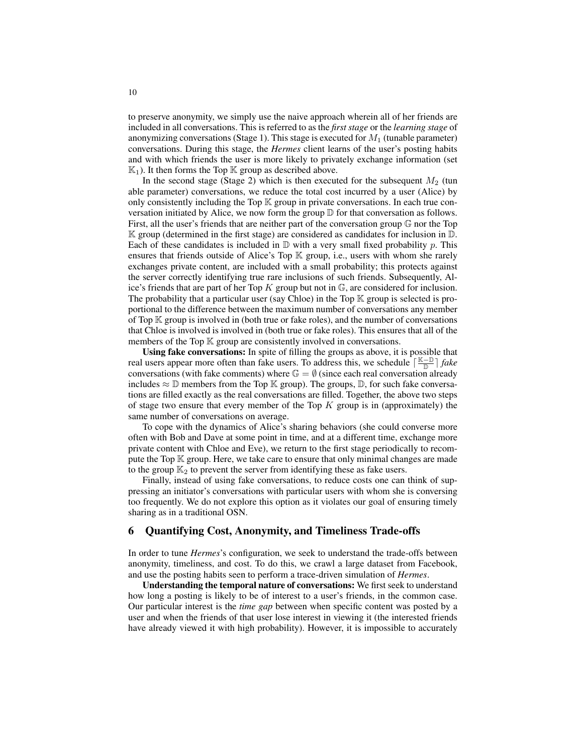to preserve anonymity, we simply use the naive approach wherein all of her friends are included in all conversations. This is referred to as the *first stage* or the *learning stage* of anonymizing conversations (Stage 1). This stage is executed for $M_1$ (tunable parameter) conversations. During this stage, the *Hermes* client learns of the user's posting habits and with which friends the user is more likely to privately exchange information (set $\mathbb{K}_1$). It then forms the Top $\mathbb{K}$ group as described above.

In the second stage (Stage 2) which is then executed for the subsequent $M_2$ (tun able parameter) conversations, we reduce the total cost incurred by a user (Alice) by only consistently including the Top $\mathbb{K}$ group in private conversations. In each true conversation initiated by Alice, we now form the group $\mathbb{D}$ for that conversation as follows. First, all the user's friends that are neither part of the conversation group $\mathbb{G}$ nor the Top $\mathbb{K}$ group (determined in the first stage) are considered as candidates for inclusion in $\mathbb{D}$. Each of these candidates is included in $\mathbb{D}$ with a very small fixed probability $p$. This ensures that friends outside of Alice's Top $\mathbb{K}$ group, i.e., users with whom she rarely exchanges private content, are included with a small probability; this protects against the server correctly identifying true rare inclusions of such friends. Subsequently, Alice's friends that are part of her Top $K$ group but not in $\mathbb{G}$, are considered for inclusion. The probability that a particular user (say Chloe) in the Top $\mathbb{K}$ group is selected is proportional to the difference between the maximum number of conversations any member of Top $\mathbb{K}$ group is involved in (both true or fake roles), and the number of conversations that Chloe is involved is involved in (both true or fake roles). This ensures that all of the members of the Top $\mathbb{K}$ group are consistently involved in conversations.

**Using fake conversations:** In spite of filling the groups as above, it is possible that real users appear more often than fake users. To address this, we schedule $\lceil \frac{\mathbb{K}-\mathbb{D}}{\mathbb{D}} \rceil$ *fake* conversations (with fake comments) where $\mathbb{G} = \emptyset$ (since each real conversation already includes $\approx \mathbb{D}$ members from the Top $\mathbb{K}$ group). The groups, $\mathbb{D}$, for such fake conversations are filled exactly as the real conversations are filled. Together, the above two steps of stage two ensure that every member of the Top $K$ group is in (approximately) the same number of conversations on average.

To cope with the dynamics of Alice's sharing behaviors (she could converse more often with Bob and Dave at some point in time, and at a different time, exchange more private content with Chloe and Eve), we return to the first stage periodically to recompute the Top $\mathbb{K}$ group. Here, we take care to ensure that only minimal changes are made to the group $\mathbb{K}_2$ to prevent the server from identifying these as fake users.

Finally, instead of using fake conversations, to reduce costs one can think of suppressing an initiator's conversations with particular users with whom she is conversing too frequently. We do not explore this option as it violates our goal of ensuring timely sharing as in a traditional OSN.

## 6 Quantifying Cost, Anonymity, and Timeliness Trade-offs

In order to tune *Hermes*'s configuration, we seek to understand the trade-offs between anonymity, timeliness, and cost. To do this, we crawl a large dataset from Facebook, and use the posting habits seen to perform a trace-driven simulation of *Hermes*.

**Understanding the temporal nature of conversations:** We first seek to understand how long a posting is likely to be of interest to a user's friends, in the common case. Our particular interest is the *time gap* between when specific content was posted by a user and when the friends of that user lose interest in viewing it (the interested friends have already viewed it with high probability). However, it is impossible to accurately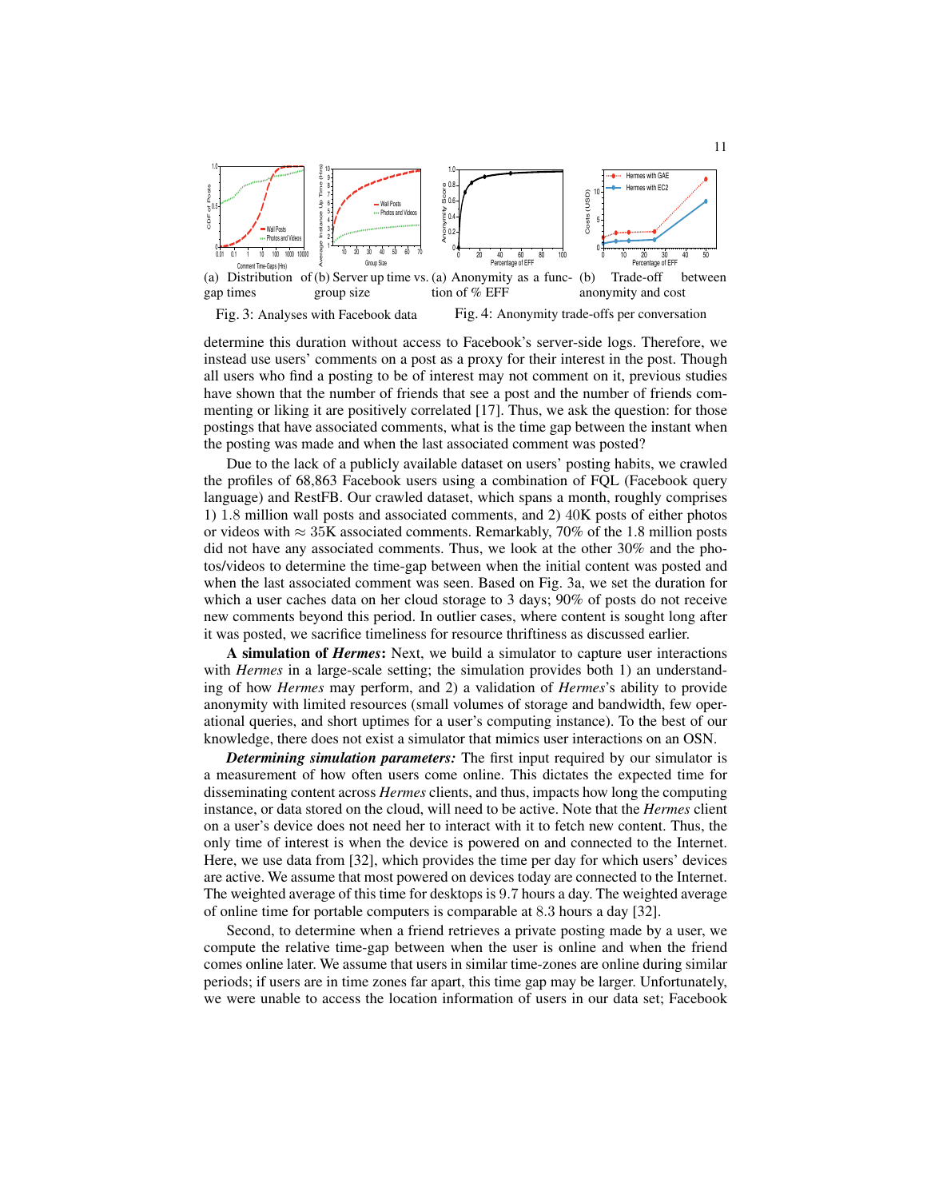Comment Time-Gaps (Hrs)

CDF of Posts

Wall Posts

Photos and Videos

(a) Distribution of gap times

Group Size

Average Instance Up Time (Hrs)

Wall Posts

Photos and Videos

(b) Server up time vs. group size

Fig. 3: Analyses with Facebook data

Percentage of EFF

Anonymity Score

(a) Anonymity as a function of % EFF

Percentage of EFF

Costs (USD)

Hermes with GAE

Hermes with EC2

(b) Trade-off between anonymity and cost

Fig. 4: Anonymity trade-offs per conversation

determine this duration without access to Facebook's server-side logs. Therefore, we instead use users' comments on a post as a proxy for their interest in the post. Though all users who find a posting to be of interest may not comment on it, previous studies have shown that the number of friends that see a post and the number of friends commenting or liking it are positively correlated [17]. Thus, we ask the question: for those postings that have associated comments, what is the time gap between the instant when the posting was made and when the last associated comment was posted?

Due to the lack of a publicly available dataset on users' posting habits, we crawled the profiles of 68,863 Facebook users using a combination of FQL (Facebook query language) and RestFB. Our crawled dataset, which spans a month, roughly comprises 1) 1.8 million wall posts and associated comments, and 2) 40K posts of either photos or videos with $\approx 35$K associated comments. Remarkably, 70% of the 1.8 million posts did not have any associated comments. Thus, we look at the other 30% and the photos/videos to determine the time-gap between when the initial content was posted and when the last associated comment was seen. Based on Fig. 3a, we set the duration for which a user caches data on her cloud storage to 3 days; 90% of posts do not receive new comments beyond this period. In outlier cases, where content is sought long after it was posted, we sacrifice timeliness for resource thriftiness as discussed earlier.

**A simulation of *Hermes*:** Next, we build a simulator to capture user interactions with *Hermes* in a large-scale setting; the simulation provides both 1) an understanding of how *Hermes* may perform, and 2) a validation of *Hermes*'s ability to provide anonymity with limited resources (small volumes of storage and bandwidth, few operational queries, and short uptimes for a user's computing instance). To the best of our knowledge, there does not exist a simulator that mimics user interactions on an OSN.

***Determining simulation parameters:*** The first input required by our simulator is a measurement of how often users come online. This dictates the expected time for disseminating content across *Hermes* clients, and thus, impacts how long the computing instance, or data stored on the cloud, will need to be active. Note that the *Hermes* client on a user's device does not need her to interact with it to fetch new content. Thus, the only time of interest is when the device is powered on and connected to the Internet. Here, we use data from [32], which provides the time per day for which users' devices are active. We assume that most powered on devices today are connected to the Internet. The weighted average of this time for desktops is 9.7 hours a day. The weighted average of online time for portable computers is comparable at 8.3 hours a day [32].

Second, to determine when a friend retrieves a private posting made by a user, we compute the relative time-gap between when the user is online and when the friend comes online later. We assume that users in similar time-zones are online during similar periods; if users are in time zones far apart, this time gap may be larger. Unfortunately, we were unable to access the location information of users in our data set; Facebook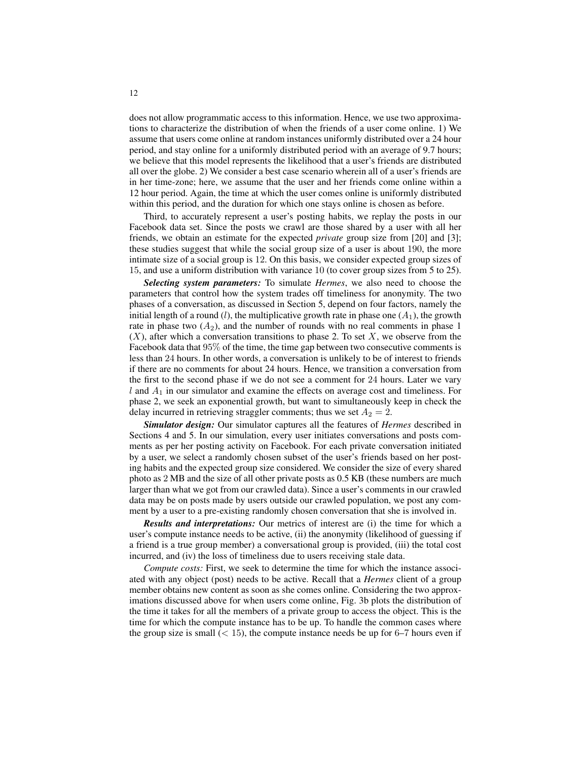does not allow programmatic access to this information. Hence, we use two approximations to characterize the distribution of when the friends of a user come online. 1) We assume that users come online at random instances uniformly distributed over a 24 hour period, and stay online for a uniformly distributed period with an average of 9.7 hours; we believe that this model represents the likelihood that a user's friends are distributed all over the globe. 2) We consider a best case scenario wherein all of a user's friends are in her time-zone; here, we assume that the user and her friends come online within a 12 hour period. Again, the time at which the user comes online is uniformly distributed within this period, and the duration for which one stays online is chosen as before.

Third, to accurately represent a user's posting habits, we replay the posts in our Facebook data set. Since the posts we crawl are those shared by a user with all her friends, we obtain an estimate for the expected *private* group size from [20] and [3]; these studies suggest that while the social group size of a user is about 190, the more intimate size of a social group is 12. On this basis, we consider expected group sizes of 15, and use a uniform distribution with variance 10 (to cover group sizes from 5 to 25).

***Selecting system parameters:*** To simulate *Hermes*, we also need to choose the parameters that control how the system trades off timeliness for anonymity. The two phases of a conversation, as discussed in Section 5, depend on four factors, namely the initial length of a round ($l$), the multiplicative growth rate in phase one ($A_1$), the growth rate in phase two ($A_2$), and the number of rounds with no real comments in phase 1 ($X$), after which a conversation transitions to phase 2. To set $X$, we observe from the Facebook data that $95\%$ of the time, the time gap between two consecutive comments is less than 24 hours. In other words, a conversation is unlikely to be of interest to friends if there are no comments for about 24 hours. Hence, we transition a conversation from the first to the second phase if we do not see a comment for 24 hours. Later we vary $l$ and $A_1$ in our simulator and examine the effects on average cost and timeliness. For phase 2, we seek an exponential growth, but want to simultaneously keep in check the delay incurred in retrieving straggler comments; thus we set $A_2 = 2$.

***Simulator design:*** Our simulator captures all the features of *Hermes* described in Sections 4 and 5. In our simulation, every user initiates conversations and posts comments as per her posting activity on Facebook. For each private conversation initiated by a user, we select a randomly chosen subset of the user's friends based on her posting habits and the expected group size considered. We consider the size of every shared photo as 2 MB and the size of all other private posts as 0.5 KB (these numbers are much larger than what we got from our crawled data). Since a user's comments in our crawled data may be on posts made by users outside our crawled population, we post any comment by a user to a pre-existing randomly chosen conversation that she is involved in.

***Results and interpretations:*** Our metrics of interest are (i) the time for which a user's compute instance needs to be active, (ii) the anonymity (likelihood of guessing if a friend is a true group member) a conversational group is provided, (iii) the total cost incurred, and (iv) the loss of timeliness due to users receiving stale data.

*Compute costs:* First, we seek to determine the time for which the instance associated with any object (post) needs to be active. Recall that a *Hermes* client of a group member obtains new content as soon as she comes online. Considering the two approximations discussed above for when users come online, Fig. 3b plots the distribution of the time it takes for all the members of a private group to access the object. This is the time for which the compute instance has to be up. To handle the common cases where the group size is small ($< 15$), the compute instance needs be up for 6–7 hours even if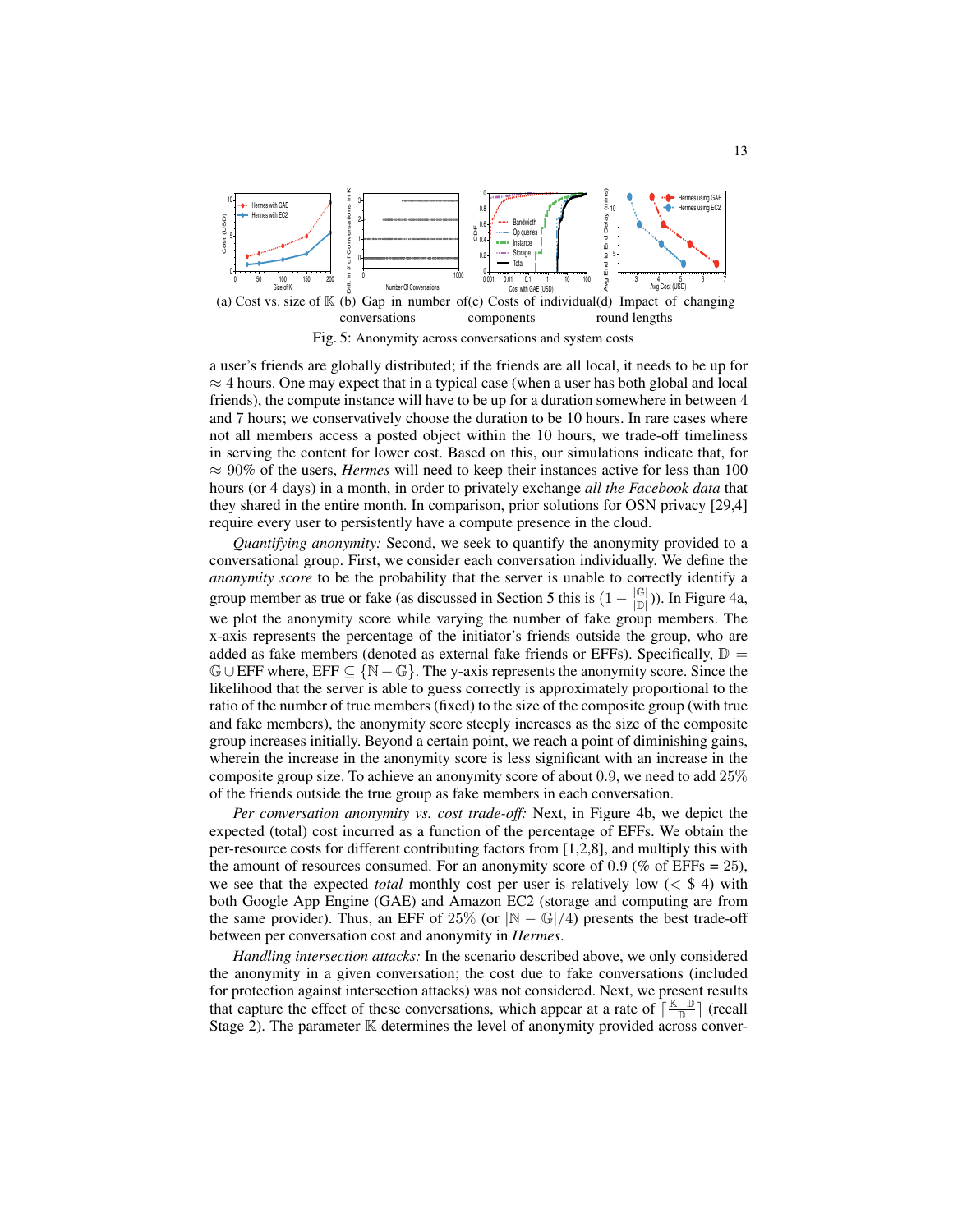(a) Cost vs. size of $\mathbb{K}$ (b) Gap in number of conversations (c) Costs of individual components (d) Impact of changing round lengths

Fig. 5: Anonymity across conversations and system costs

a user's friends are globally distributed; if the friends are all local, it needs to be up for $\approx 4$ hours. One may expect that in a typical case (when a user has both global and local friends), the compute instance will have to be up for a duration somewhere in between 4 and 7 hours; we conservatively choose the duration to be 10 hours. In rare cases where not all members access a posted object within the 10 hours, we trade-off timeliness in serving the content for lower cost. Based on this, our simulations indicate that, for $\approx 90\%$ of the users, *Hermes* will need to keep their instances active for less than 100 hours (or 4 days) in a month, in order to privately exchange *all the Facebook data* that they shared in the entire month. In comparison, prior solutions for OSN privacy [29,4] require every user to persistently have a compute presence in the cloud.

*Quantifying anonymity:* Second, we seek to quantify the anonymity provided to a conversational group. First, we consider each conversation individually. We define the *anonymity score* to be the probability that the server is unable to correctly identify a group member as true or fake (as discussed in Section 5 this is $(1 - \frac{|\mathbb{G}|}{|\mathbb{D}|})$). In Figure 4a, we plot the anonymity score while varying the number of fake group members. The x-axis represents the percentage of the initiator's friends outside the group, who are added as fake members (denoted as external fake friends or EFFs). Specifically, $\mathbb{D} = \mathbb{G} \cup \text{EFF}$ where, $\text{EFF} \subseteq \{\mathbb{N} - \mathbb{G}\}$. The y-axis represents the anonymity score. Since the likelihood that the server is able to guess correctly is approximately proportional to the ratio of the number of true members (fixed) to the size of the composite group (with true and fake members), the anonymity score steeply increases as the size of the composite group increases initially. Beyond a certain point, we reach a point of diminishing gains, wherein the increase in the anonymity score is less significant with an increase in the composite group size. To achieve an anonymity score of about 0.9, we need to add 25% of the friends outside the true group as fake members in each conversation.

*Per conversation anonymity vs. cost trade-off:* Next, in Figure 4b, we depict the expected (total) cost incurred as a function of the percentage of EFFs. We obtain the per-resource costs for different contributing factors from [1,2,8], and multiply this with the amount of resources consumed. For an anonymity score of 0.9 (% of EFFs = 25), we see that the expected *total* monthly cost per user is relatively low (< \$ 4) with both Google App Engine (GAE) and Amazon EC2 (storage and computing are from the same provider). Thus, an EFF of 25% (or $|\mathbb{N} - \mathbb{G}|/4$) presents the best trade-off between per conversation cost and anonymity in *Hermes*.

*Handling intersection attacks:* In the scenario described above, we only considered the anonymity in a given conversation; the cost due to fake conversations (included for protection against intersection attacks) was not considered. Next, we present results that capture the effect of these conversations, which appear at a rate of $\lceil \frac{\mathbb{K} - \mathbb{D}}{\mathbb{D}} \rceil$ (recall Stage 2). The parameter $\mathbb{K}$ determines the level of anonymity provided across conver-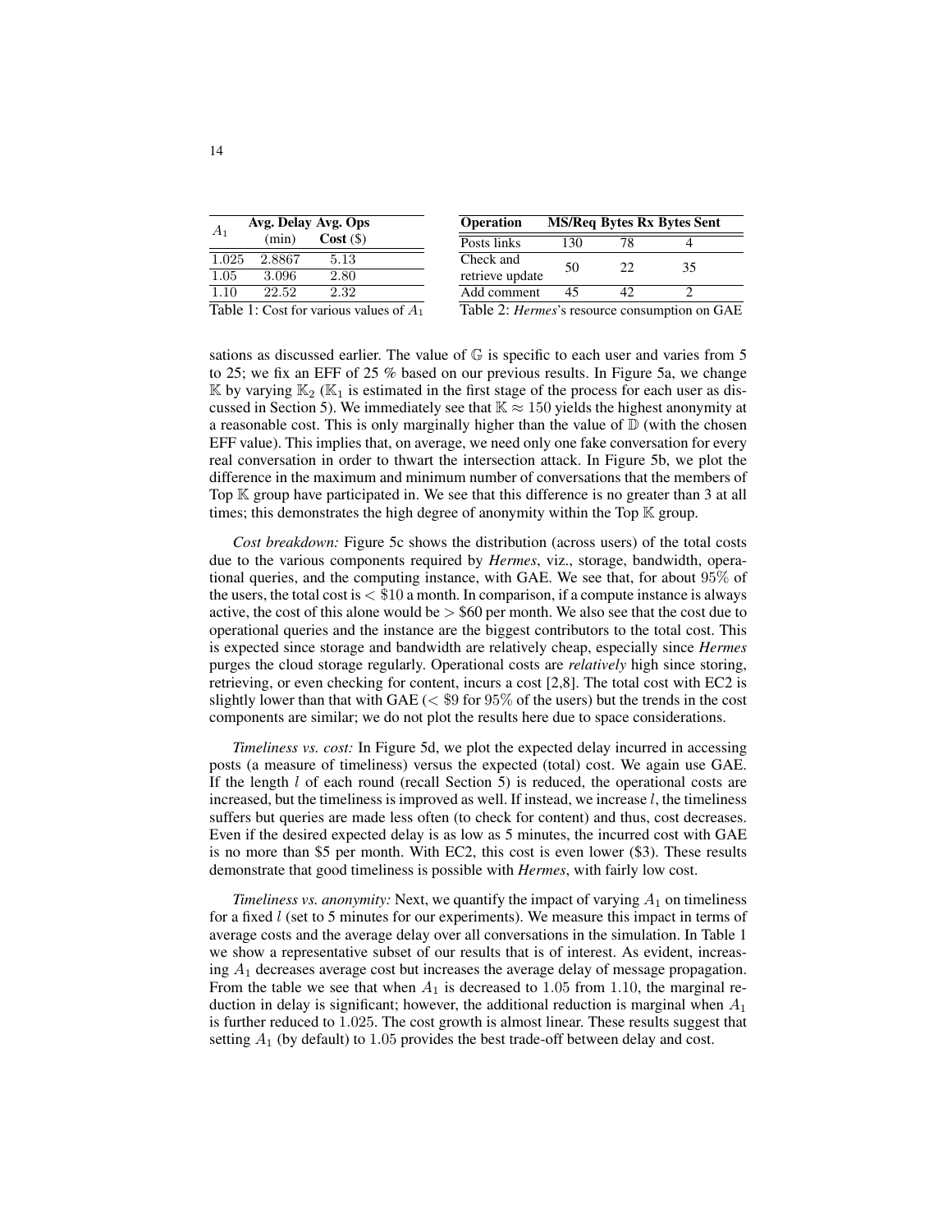| $A_1$ | Avg. Delay (min) | Avg. Ops Cost ($) |
|---|---|---|
| 1.025 | 2.8867 | 5.13 |
| 1.05 | 3.096 | 2.80 |
| 1.10 | 22.52 | 2.32 |

Table 1: Cost for various values of $A_1$

| Operation | MS/Req | Bytes Rx | Bytes Sent |
|---|---|---|---|
| Posts links | 130 | 78 | 4 |
| Check and retrieve update | 50 | 22 | 35 |
| Add comment | 45 | 42 | 2 |

Table 2: *Hermes*'s resource consumption on GAE

sations as discussed earlier. The value of $\mathbb{G}$ is specific to each user and varies from 5 to 25; we fix an EFF of 25 % based on our previous results. In Figure 5a, we change $\mathbb{K}$ by varying $\mathbb{K}_2$ ($\mathbb{K}_1$ is estimated in the first stage of the process for each user as discussed in Section 5). We immediately see that $\mathbb{K} \approx 150$ yields the highest anonymity at a reasonable cost. This is only marginally higher than the value of $\mathbb{D}$ (with the chosen EFF value). This implies that, on average, we need only one fake conversation for every real conversation in order to thwart the intersection attack. In Figure 5b, we plot the difference in the maximum and minimum number of conversations that the members of Top $\mathbb{K}$ group have participated in. We see that this difference is no greater than 3 at all times; this demonstrates the high degree of anonymity within the Top $\mathbb{K}$ group.

*Cost breakdown:* Figure 5c shows the distribution (across users) of the total costs due to the various components required by *Hermes*, viz., storage, bandwidth, operational queries, and the computing instance, with GAE. We see that, for about 95% of the users, the total cost is < $10 a month. In comparison, if a compute instance is always active, the cost of this alone would be > $60 per month. We also see that the cost due to operational queries and the instance are the biggest contributors to the total cost. This is expected since storage and bandwidth are relatively cheap, especially since *Hermes* purges the cloud storage regularly. Operational costs are *relatively* high since storing, retrieving, or even checking for content, incurs a cost [2,8]. The total cost with EC2 is slightly lower than that with GAE (< $9 for 95% of the users) but the trends in the cost components are similar; we do not plot the results here due to space considerations.

*Timeliness vs. cost:* In Figure 5d, we plot the expected delay incurred in accessing posts (a measure of timeliness) versus the expected (total) cost. We again use GAE. If the length $l$ of each round (recall Section 5) is reduced, the operational costs are increased, but the timeliness is improved as well. If instead, we increase $l$, the timeliness suffers but queries are made less often (to check for content) and thus, cost decreases. Even if the desired expected delay is as low as 5 minutes, the incurred cost with GAE is no more than $5 per month. With EC2, this cost is even lower ($3). These results demonstrate that good timeliness is possible with *Hermes*, with fairly low cost.

*Timeliness vs. anonymity:* Next, we quantify the impact of varying $A_1$ on timeliness for a fixed $l$ (set to 5 minutes for our experiments). We measure this impact in terms of average costs and the average delay over all conversations in the simulation. In Table 1 we show a representative subset of our results that is of interest. As evident, increasing $A_1$ decreases average cost but increases the average delay of message propagation. From the table we see that when $A_1$ is decreased to 1.05 from 1.10, the marginal reduction in delay is significant; however, the additional reduction is marginal when $A_1$ is further reduced to 1.025. The cost growth is almost linear. These results suggest that setting $A_1$ (by default) to 1.05 provides the best trade-off between delay and cost.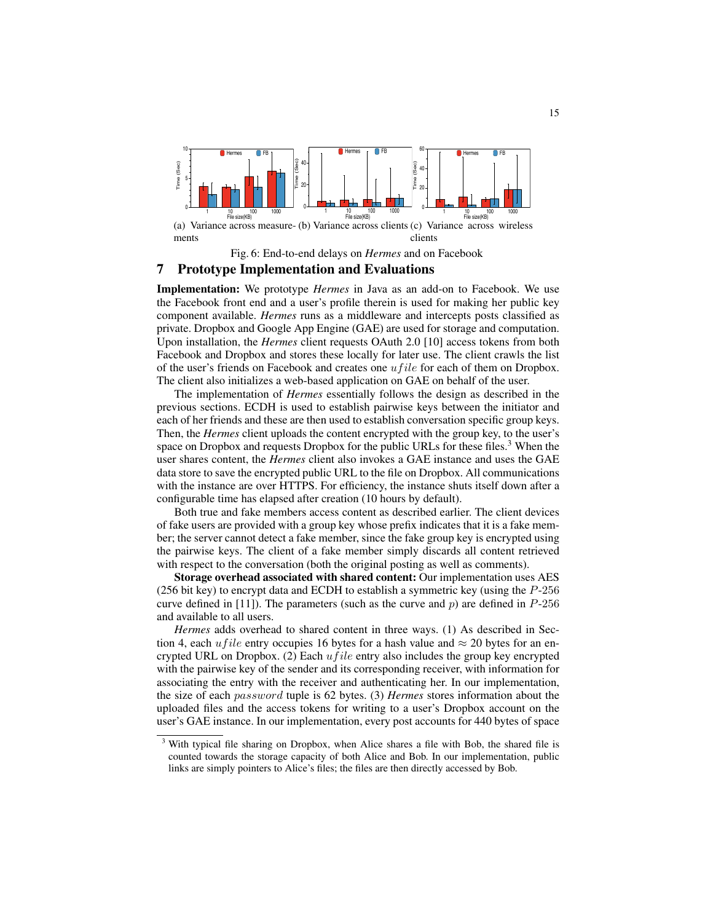10
Hermes FB
Time (Sec)
5
0
1 10 100 1000
File size(KB)

Hermes FB
Time (Sec)
40
20
0
1 10 100 1000
File size(KB)

60
Hermes FB
Time (Sec)
40
20
0
1 10 100 1000
File size(KB)

(a) Variance across measurements (b) Variance across clients (c) Variance across wireless clients

Fig. 6: End-to-end delays on *Hermes* and on Facebook

## 7 Prototype Implementation and Evaluations

**Implementation:** We prototype *Hermes* in Java as an add-on to Facebook. We use the Facebook front end and a user's profile therein is used for making her public key component available. *Hermes* runs as a middleware and intercepts posts classified as private. Dropbox and Google App Engine (GAE) are used for storage and computation. Upon installation, the *Hermes* client requests OAuth 2.0 [10] access tokens from both Facebook and Dropbox and stores these locally for later use. The client crawls the list of the user's friends on Facebook and creates one $ufile$ for each of them on Dropbox. The client also initializes a web-based application on GAE on behalf of the user.

The implementation of *Hermes* essentially follows the design as described in the previous sections. ECDH is used to establish pairwise keys between the initiator and each of her friends and these are then used to establish conversation specific group keys. Then, the *Hermes* client uploads the content encrypted with the group key, to the user's space on Dropbox and requests Dropbox for the public URLs for these files.[3] When the user shares content, the *Hermes* client also invokes a GAE instance and uses the GAE data store to save the encrypted public URL to the file on Dropbox. All communications with the instance are over HTTPS. For efficiency, the instance shuts itself down after a configurable time has elapsed after creation (10 hours by default).

Both true and fake members access content as described earlier. The client devices of fake users are provided with a group key whose prefix indicates that it is a fake member; the server cannot detect a fake member, since the fake group key is encrypted using the pairwise keys. The client of a fake member simply discards all content retrieved with respect to the conversation (both the original posting as well as comments).

**Storage overhead associated with shared content:** Our implementation uses AES (256 bit key) to encrypt data and ECDH to establish a symmetric key (using the $P$-256 curve defined in [11]). The parameters (such as the curve and $p$) are defined in $P$-256 and available to all users.

*Hermes* adds overhead to shared content in three ways. (1) As described in Section 4, each $ufile$ entry occupies 16 bytes for a hash value and $\approx 20$ bytes for an encrypted URL on Dropbox. (2) Each $ufile$ entry also includes the group key encrypted with the pairwise key of the sender and its corresponding receiver, with information for associating the entry with the receiver and authenticating her. In our implementation, the size of each $password$ tuple is 62 bytes. (3) *Hermes* stores information about the uploaded files and the access tokens for writing to a user's Dropbox account on the user's GAE instance. In our implementation, every post accounts for 440 bytes of space

---

[3] With typical file sharing on Dropbox, when Alice shares a file with Bob, the shared file is counted towards the storage capacity of both Alice and Bob. In our implementation, public links are simply pointers to Alice's files; the files are then directly accessed by Bob.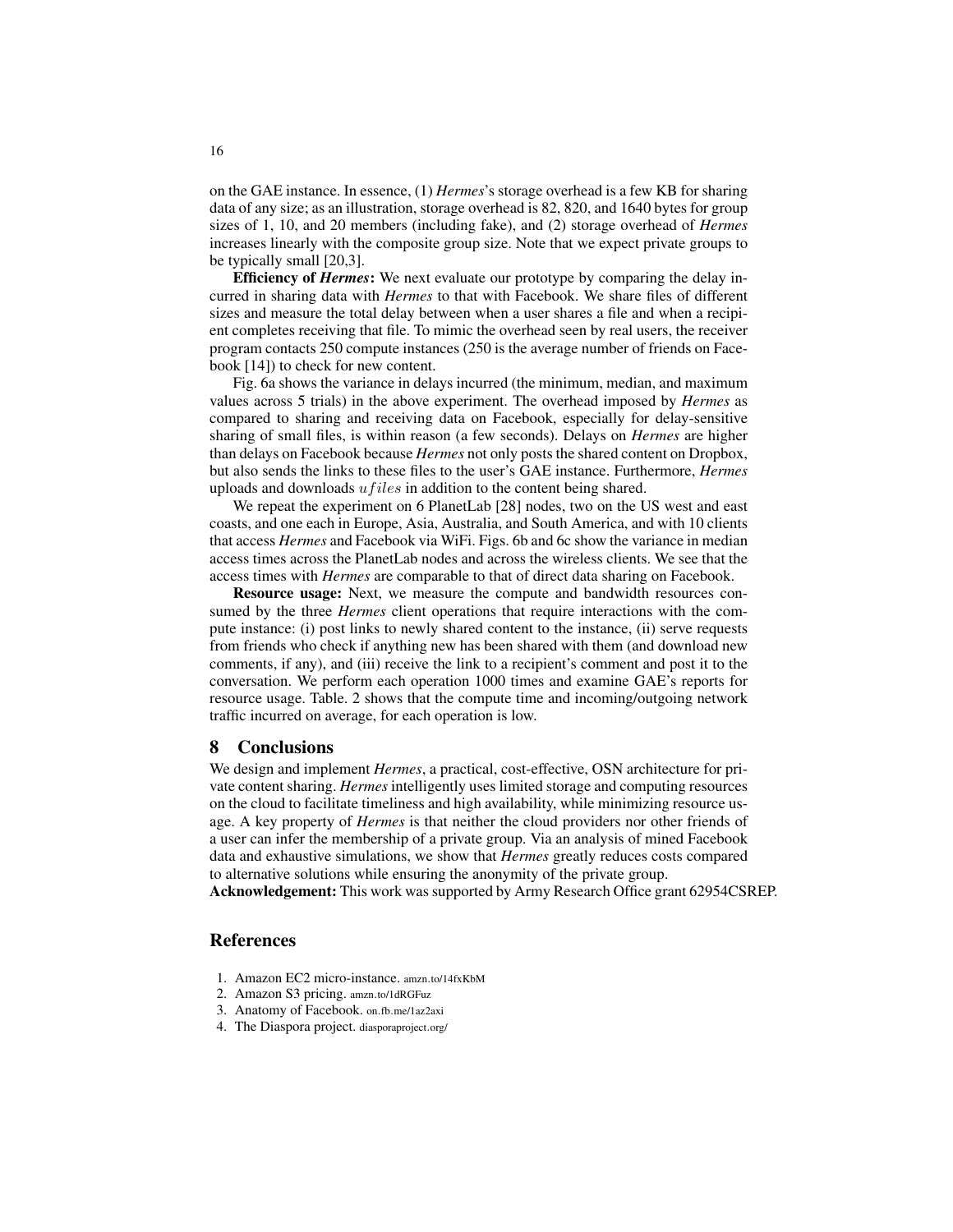on the GAE instance. In essence, (1) *Hermes*'s storage overhead is a few KB for sharing data of any size; as an illustration, storage overhead is 82, 820, and 1640 bytes for group sizes of 1, 10, and 20 members (including fake), and (2) storage overhead of *Hermes* increases linearly with the composite group size. Note that we expect private groups to be typically small [20,3].

**Efficiency of *Hermes*:** We next evaluate our prototype by comparing the delay incurred in sharing data with *Hermes* to that with Facebook. We share files of different sizes and measure the total delay between when a user shares a file and when a recipient completes receiving that file. To mimic the overhead seen by real users, the receiver program contacts 250 compute instances (250 is the average number of friends on Facebook [14]) to check for new content.

Fig. 6a shows the variance in delays incurred (the minimum, median, and maximum values across 5 trials) in the above experiment. The overhead imposed by *Hermes* as compared to sharing and receiving data on Facebook, especially for delay-sensitive sharing of small files, is within reason (a few seconds). Delays on *Hermes* are higher than delays on Facebook because *Hermes* not only posts the shared content on Dropbox, but also sends the links to these files to the user's GAE instance. Furthermore, *Hermes* uploads and downloads $ufiles$ in addition to the content being shared.

We repeat the experiment on 6 PlanetLab [28] nodes, two on the US west and east coasts, and one each in Europe, Asia, Australia, and South America, and with 10 clients that access *Hermes* and Facebook via WiFi. Figs. 6b and 6c show the variance in median access times across the PlanetLab nodes and across the wireless clients. We see that the access times with *Hermes* are comparable to that of direct data sharing on Facebook.

**Resource usage:** Next, we measure the compute and bandwidth resources consumed by the three *Hermes* client operations that require interactions with the compute instance: (i) post links to newly shared content to the instance, (ii) serve requests from friends who check if anything new has been shared with them (and download new comments, if any), and (iii) receive the link to a recipient's comment and post it to the conversation. We perform each operation 1000 times and examine GAE's reports for resource usage. Table. 2 shows that the compute time and incoming/outgoing network traffic incurred on average, for each operation is low.

## 8 Conclusions

We design and implement *Hermes*, a practical, cost-effective, OSN architecture for private content sharing. *Hermes* intelligently uses limited storage and computing resources on the cloud to facilitate timeliness and high availability, while minimizing resource usage. A key property of *Hermes* is that neither the cloud providers nor other friends of a user can infer the membership of a private group. Via an analysis of mined Facebook data and exhaustive simulations, we show that *Hermes* greatly reduces costs compared to alternative solutions while ensuring the anonymity of the private group.

**Acknowledgement:** This work was supported by Army Research Office grant 62954CSREP.

## References

1. Amazon EC2 micro-instance. amzn.to/14fxKbM
2. Amazon S3 pricing. amzn.to/1dRGFuz
3. Anatomy of Facebook. on.fb.me/1az2axi
4. The Diaspora project. diasporaproject.org/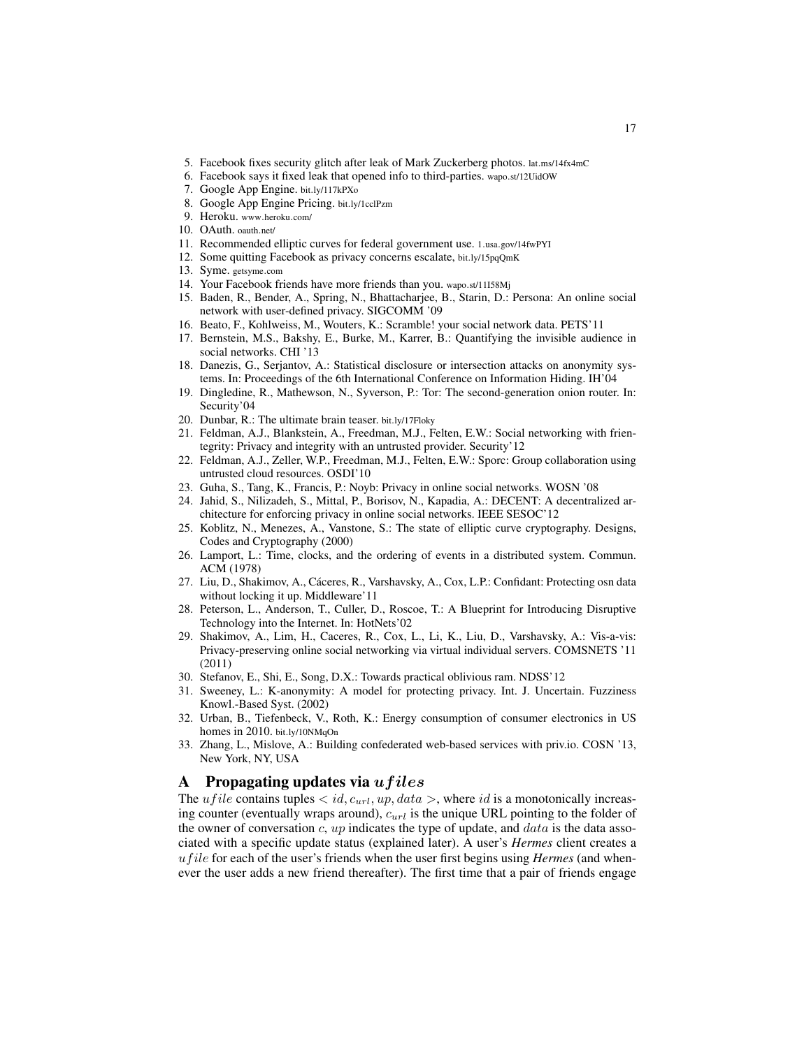5. Facebook fixes security glitch after leak of Mark Zuckerberg photos. lat.ms/14fx4mC
6. Facebook says it fixed leak that opened info to third-parties. wapo.st/12UidOW
7. Google App Engine. bit.ly/117kPXo
8. Google App Engine Pricing. bit.ly/1cclPzm
9. Heroku. www.heroku.com/
10. OAuth. oauth.net/
11. Recommended elliptic curves for federal government use. 1.usa.gov/14fwPYI
12. Some quitting Facebook as privacy concerns escalate, bit.ly/15pqQmK
13. Syme. getsyme.com
14. Your Facebook friends have more friends than you. wapo.st/11I58Mj
15. Baden, R., Bender, A., Spring, N., Bhattacharjee, B., Starin, D.: Persona: An online social network with user-defined privacy. SIGCOMM '09
16. Beato, F., Kohlweiss, M., Wouters, K.: Scramble! your social network data. PETS'11
17. Bernstein, M.S., Bakshy, E., Burke, M., Karrer, B.: Quantifying the invisible audience in social networks. CHI '13
18. Danezis, G., Serjantov, A.: Statistical disclosure or intersection attacks on anonymity systems. In: Proceedings of the 6th International Conference on Information Hiding. IH'04
19. Dingledine, R., Mathewson, N., Syverson, P.: Tor: The second-generation onion router. In: Security'04
20. Dunbar, R.: The ultimate brain teaser. bit.ly/17Floky
21. Feldman, A.J., Blankstein, A., Freedman, M.J., Felten, E.W.: Social networking with frientegrity: Privacy and integrity with an untrusted provider. Security'12
22. Feldman, A.J., Zeller, W.P., Freedman, M.J., Felten, E.W.: Sporc: Group collaboration using untrusted cloud resources. OSDI'10
23. Guha, S., Tang, K., Francis, P.: Noyb: Privacy in online social networks. WOSN '08
24. Jahid, S., Nilizadeh, S., Mittal, P., Borisov, N., Kapadia, A.: DECENT: A decentralized architecture for enforcing privacy in online social networks. IEEE SESOC'12
25. Koblitz, N., Menezes, A., Vanstone, S.: The state of elliptic curve cryptography. Designs, Codes and Cryptography (2000)
26. Lamport, L.: Time, clocks, and the ordering of events in a distributed system. Commun. ACM (1978)
27. Liu, D., Shakimov, A., Cáceres, R., Varshavsky, A., Cox, L.P.: Confidant: Protecting osn data without locking it up. Middleware'11
28. Peterson, L., Anderson, T., Culler, D., Roscoe, T.: A Blueprint for Introducing Disruptive Technology into the Internet. In: HotNets'02
29. Shakimov, A., Lim, H., Caceres, R., Cox, L., Li, K., Liu, D., Varshavsky, A.: Vis-a-vis: Privacy-preserving online social networking via virtual individual servers. COMSNETS '11 (2011)
30. Stefanov, E., Shi, E., Song, D.X.: Towards practical oblivious ram. NDSS'12
31. Sweeney, L.: K-anonymity: A model for protecting privacy. Int. J. Uncertain. Fuzziness Knowl.-Based Syst. (2002)
32. Urban, B., Tiefenbeck, V., Roth, K.: Energy consumption of consumer electronics in US homes in 2010. bit.ly/10NMqOn
33. Zhang, L., Mislove, A.: Building confederated web-based services with priv.io. COSN '13, New York, NY, USA

## A Propagating updates via $ufiles$

The $ufile$ contains tuples $< id, c_{url}, up, data >$, where $id$ is a monotonically increasing counter (eventually wraps around), $c_{url}$ is the unique URL pointing to the folder of the owner of conversation $c$, $up$ indicates the type of update, and $data$ is the data associated with a specific update status (explained later). A user's *Hermes* client creates a $ufile$ for each of the user's friends when the user first begins using *Hermes* (and whenever the user adds a new friend thereafter). The first time that a pair of friends engage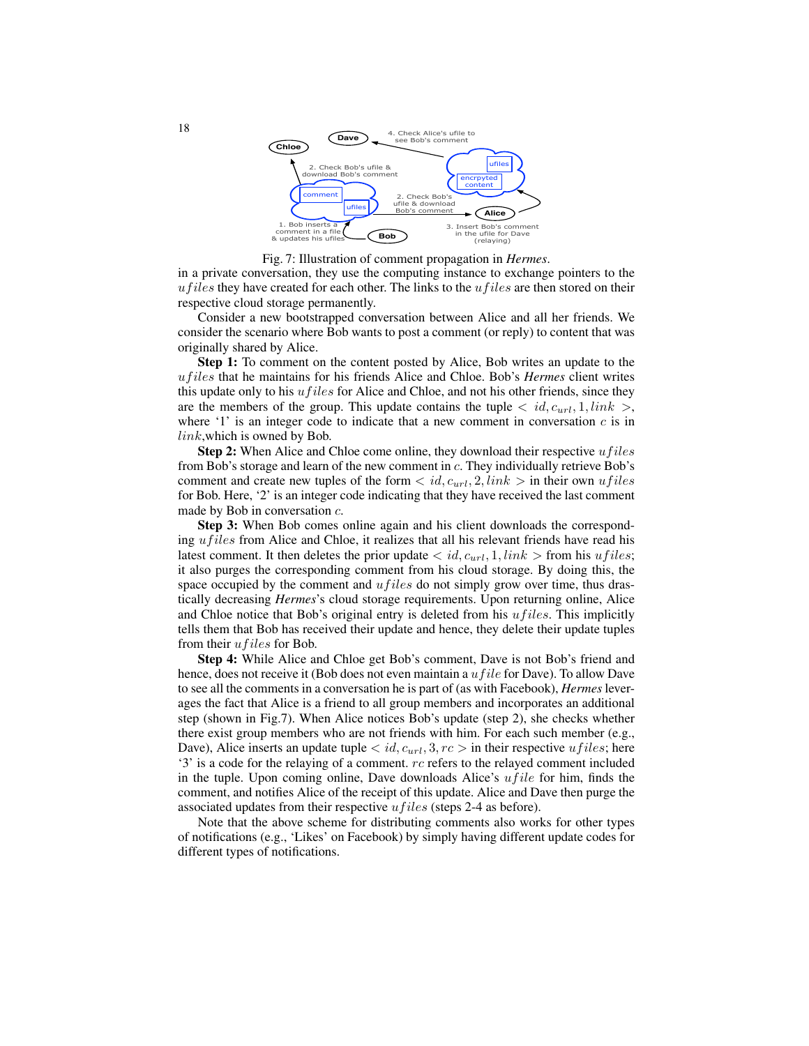Fig. 7: Illustration of comment propagation in *Hermes*.

in a private conversation, they use the computing instance to exchange pointers to the $ufiles$ they have created for each other. The links to the $ufiles$ are then stored on their respective cloud storage permanently.

Consider a new bootstrapped conversation between Alice and all her friends. We consider the scenario where Bob wants to post a comment (or reply) to content that was originally shared by Alice.

**Step 1:** To comment on the content posted by Alice, Bob writes an update to the $ufiles$ that he maintains for his friends Alice and Chloe. Bob's *Hermes* client writes this update only to his $ufiles$ for Alice and Chloe, and not his other friends, since they are the members of the group. This update contains the tuple $< id, c_{url}, 1, link >$, where '1' is an integer code to indicate that a new comment in conversation $c$ is in $link$,which is owned by Bob.

**Step 2:** When Alice and Chloe come online, they download their respective $ufiles$ from Bob's storage and learn of the new comment in $c$. They individually retrieve Bob's comment and create new tuples of the form $< id, c_{url}, 2, link >$ in their own $ufiles$ for Bob. Here, '2' is an integer code indicating that they have received the last comment made by Bob in conversation $c$.

**Step 3:** When Bob comes online again and his client downloads the corresponding $ufiles$ from Alice and Chloe, it realizes that all his relevant friends have read his latest comment. It then deletes the prior update $< id, c_{url}, 1, link >$ from his $ufiles$; it also purges the corresponding comment from his cloud storage. By doing this, the space occupied by the comment and $ufiles$ do not simply grow over time, thus drastically decreasing *Hermes*'s cloud storage requirements. Upon returning online, Alice and Chloe notice that Bob's original entry is deleted from his $ufiles$. This implicitly tells them that Bob has received their update and hence, they delete their update tuples from their $ufiles$ for Bob.

**Step 4:** While Alice and Chloe get Bob's comment, Dave is not Bob's friend and hence, does not receive it (Bob does not even maintain a $ufile$ for Dave). To allow Dave to see all the comments in a conversation he is part of (as with Facebook), *Hermes* leverages the fact that Alice is a friend to all group members and incorporates an additional step (shown in Fig.7). When Alice notices Bob's update (step 2), she checks whether there exist group members who are not friends with him. For each such member (e.g., Dave), Alice inserts an update tuple $< id, c_{url}, 3, rc >$ in their respective $ufiles$; here '3' is a code for the relaying of a comment. $rc$ refers to the relayed comment included in the tuple. Upon coming online, Dave downloads Alice's $ufile$ for him, finds the comment, and notifies Alice of the receipt of this update. Alice and Dave then purge the associated updates from their respective $ufiles$ (steps 2-4 as before).

Note that the above scheme for distributing comments also works for other types of notifications (e.g., 'Likes' on Facebook) by simply having different update codes for different types of notifications.